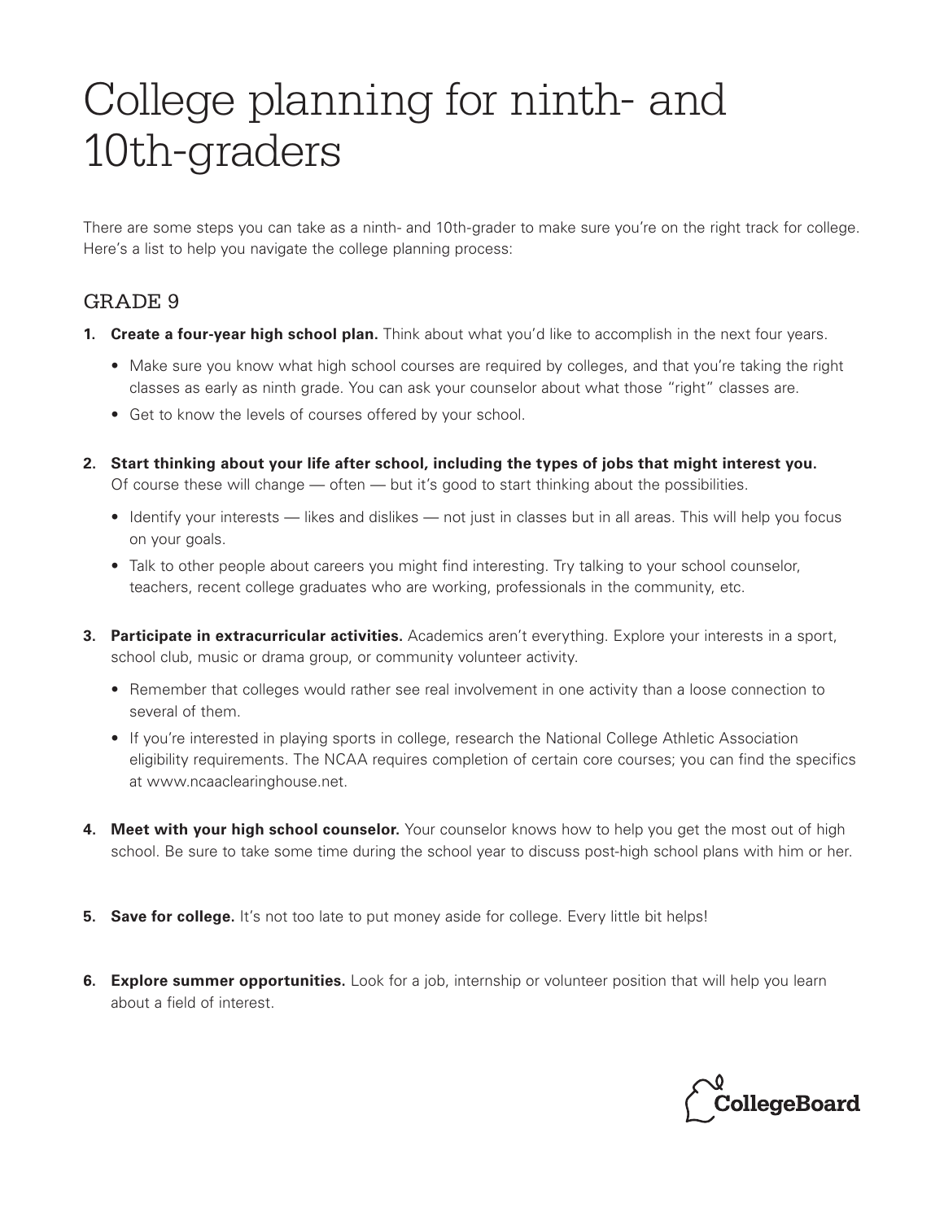# College planning for ninth- and 10th-graders

There are some steps you can take as a ninth- and 10th-grader to make sure you're on the right track for college. Here's a list to help you navigate the college planning process:

## GRADE 9

1. **Create a four-year high school plan.** Think about what you'd like to accomplish in the next four years.
   - Make sure you know what high school courses are required by colleges, and that you're taking the right classes as early as ninth grade. You can ask your counselor about what those "right" classes are.
   - Get to know the levels of courses offered by your school.

2. **Start thinking about your life after school, including the types of jobs that might interest you.** Of course these will change — often — but it's good to start thinking about the possibilities.
   - Identify your interests — likes and dislikes — not just in classes but in all areas. This will help you focus on your goals.
   - Talk to other people about careers you might find interesting. Try talking to your school counselor, teachers, recent college graduates who are working, professionals in the community, etc.

3. **Participate in extracurricular activities.** Academics aren't everything. Explore your interests in a sport, school club, music or drama group, or community volunteer activity.
   - Remember that colleges would rather see real involvement in one activity than a loose connection to several of them.
   - If you're interested in playing sports in college, research the National College Athletic Association eligibility requirements. The NCAA requires completion of certain core courses; you can find the specifics at www.ncaaclearinghouse.net.

4. **Meet with your high school counselor.** Your counselor knows how to help you get the most out of high school. Be sure to take some time during the school year to discuss post-high school plans with him or her.

5. **Save for college.** It's not too late to put money aside for college. Every little bit helps!

6. **Explore summer opportunities.** Look for a job, internship or volunteer position that will help you learn about a field of interest.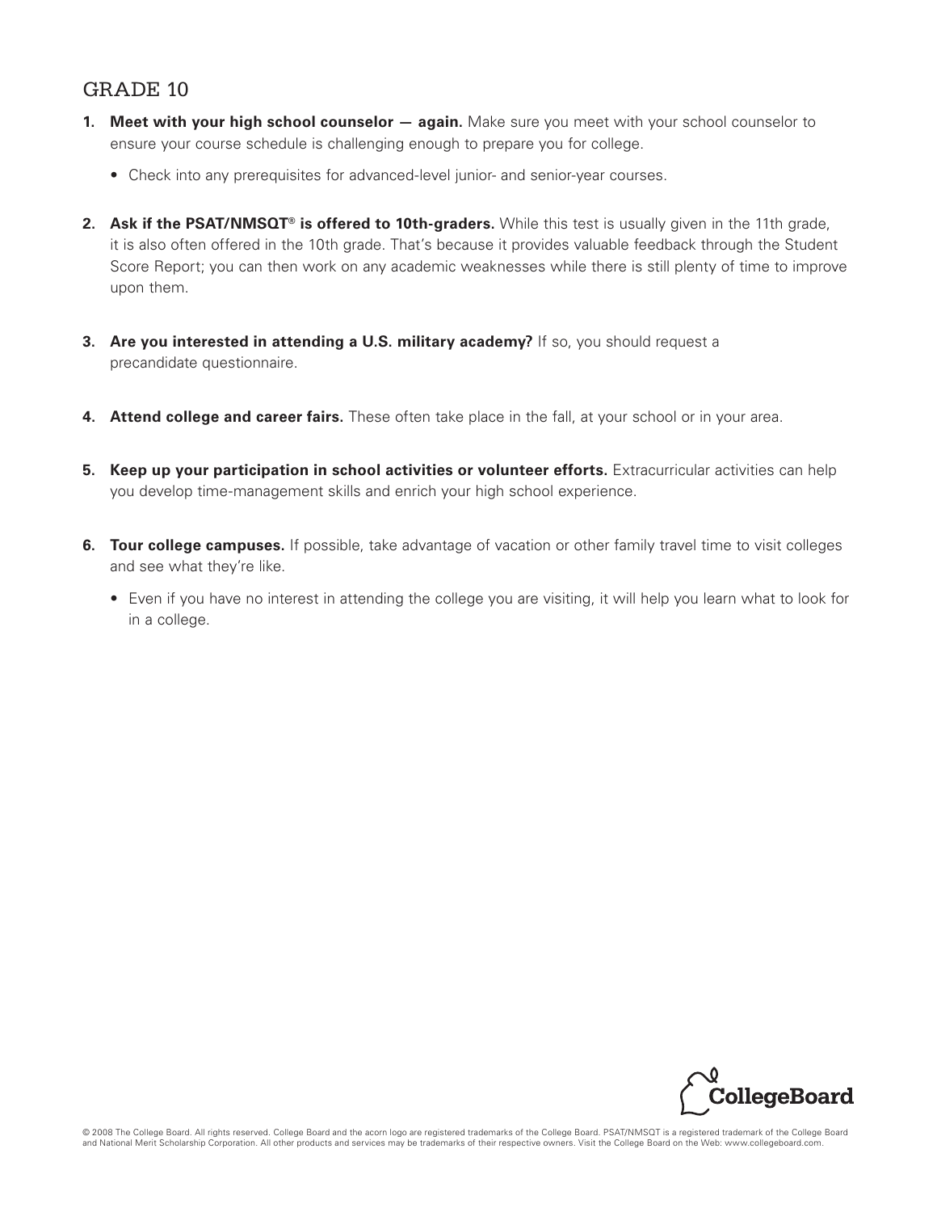## GRADE 10

1. **Meet with your high school counselor — again.** Make sure you meet with your school counselor to ensure your course schedule is challenging enough to prepare you for college.
   - Check into any prerequisites for advanced-level junior- and senior-year courses.

2. **Ask if the PSAT/NMSQT® is offered to 10th-graders.** While this test is usually given in the 11th grade, it is also often offered in the 10th grade. That's because it provides valuable feedback through the Student Score Report; you can then work on any academic weaknesses while there is still plenty of time to improve upon them.

3. **Are you interested in attending a U.S. military academy?** If so, you should request a precandidate questionnaire.

4. **Attend college and career fairs.** These often take place in the fall, at your school or in your area.

5. **Keep up your participation in school activities or volunteer efforts.** Extracurricular activities can help you develop time-management skills and enrich your high school experience.

6. **Tour college campuses.** If possible, take advantage of vacation or other family travel time to visit colleges and see what they're like.
   - Even if you have no interest in attending the college you are visiting, it will help you learn what to look for in a college.

CollegeBoard

© 2008 The College Board. All rights reserved. College Board and the acorn logo are registered trademarks of the College Board. PSAT/NMSQT is a registered trademark of the College Board and National Merit Scholarship Corporation. All other products and services may be trademarks of their respective owners. Visit the College Board on the Web: www.collegeboard.com.